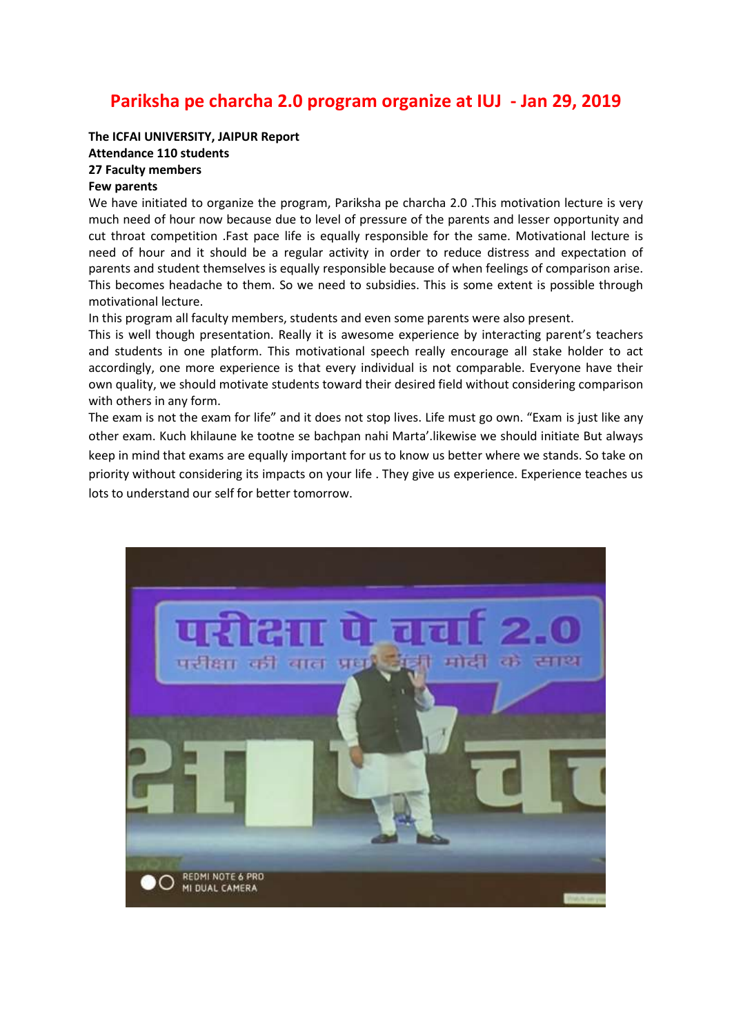# Pariksha pe charcha 2.0 program organize at IUJ - Jan 29, 2019

**The ICFAI UNIVERSITY, JAIPUR Report**
**Attendance 110 students**
**27 Faculty members**
**Few parents**

We have initiated to organize the program, Pariksha pe charcha 2.0 .This motivation lecture is very much need of hour now because due to level of pressure of the parents and lesser opportunity and cut throat competition .Fast pace life is equally responsible for the same. Motivational lecture is need of hour and it should be a regular activity in order to reduce distress and expectation of parents and student themselves is equally responsible because of when feelings of comparison arise. This becomes headache to them. So we need to subsidies. This is some extent is possible through motivational lecture.

In this program all faculty members, students and even some parents were also present.

This is well though presentation. Really it is awesome experience by interacting parent's teachers and students in one platform. This motivational speech really encourage all stake holder to act accordingly, one more experience is that every individual is not comparable. Everyone have their own quality, we should motivate students toward their desired field without considering comparison with others in any form.

The exam is not the exam for life" and it does not stop lives. Life must go own. "Exam is just like any other exam. Kuch khilaune ke tootne se bachpan nahi Marta'.likewise we should initiate But always keep in mind that exams are equally important for us to know us better where we stands. So take on priority without considering its impacts on your life . They give us experience. Experience teaches us lots to understand our self for better tomorrow.